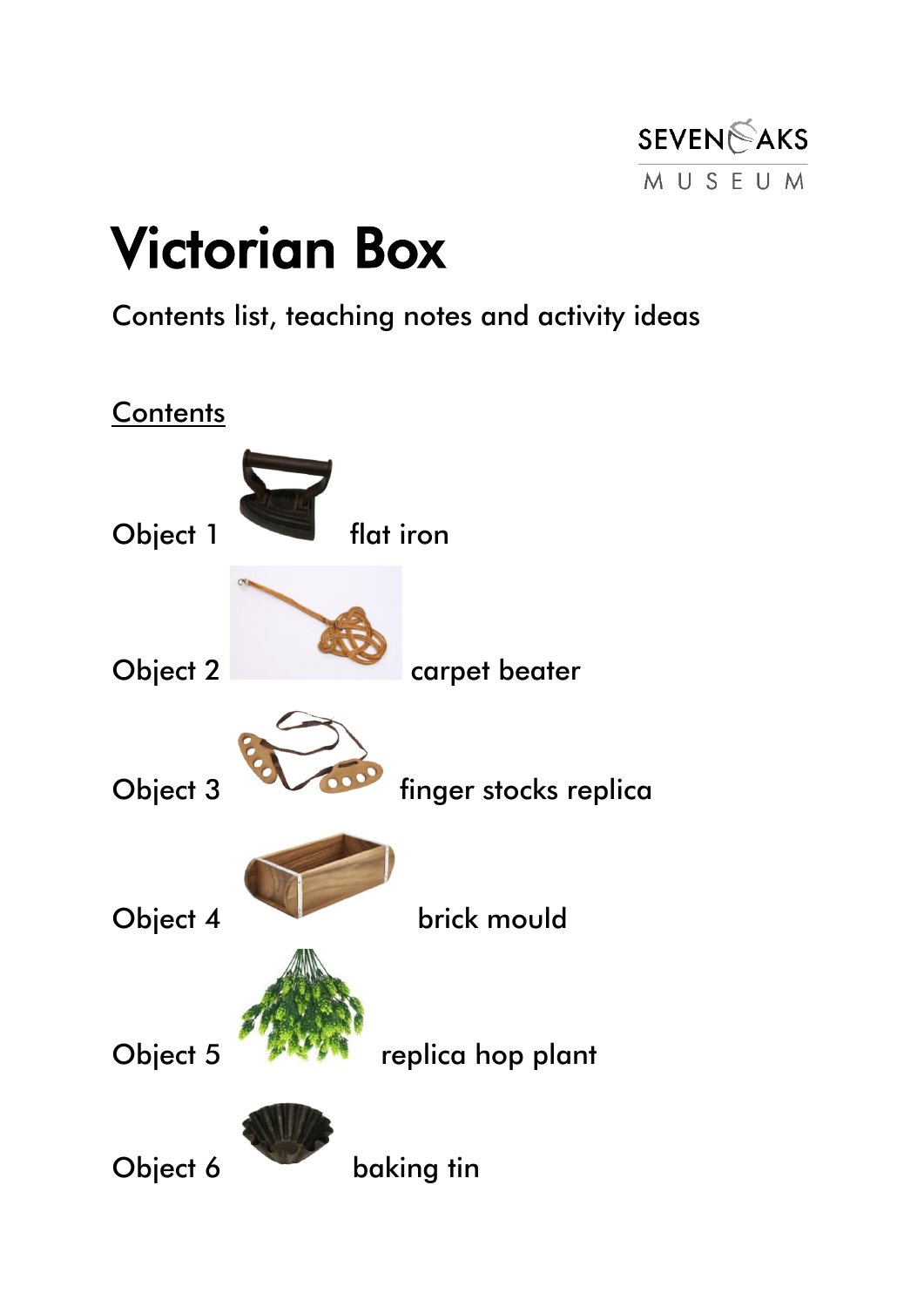SEVENOAKS MUSEUM

# Victorian Box

Contents list, teaching notes and activity ideas

## Contents

Object 1 flat iron

Object 2 carpet beater

Object 3 finger stocks replica

Object 4 brick mould

Object 5 replica hop plant

Object 6 baking tin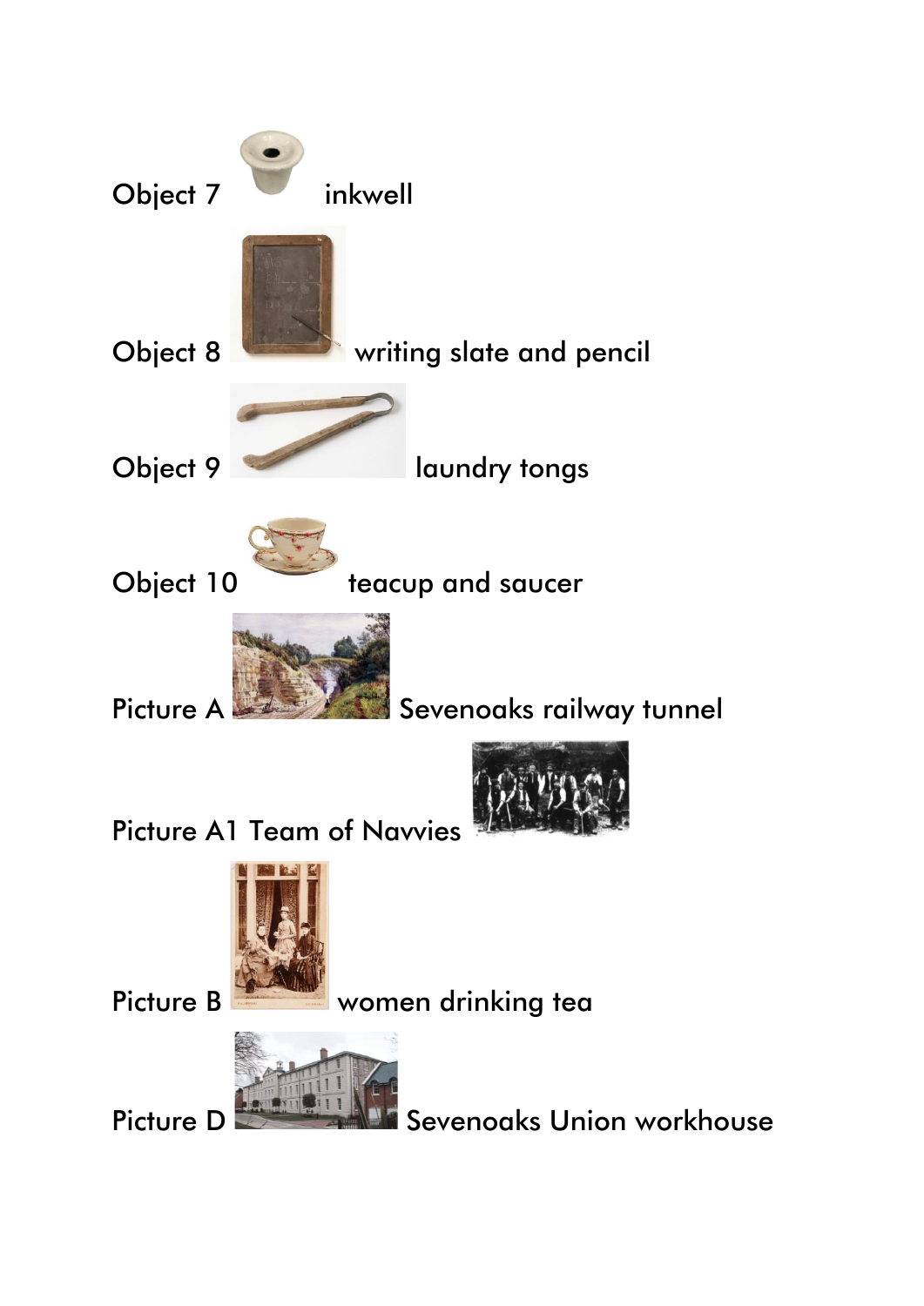Object 7 inkwell

Object 8 writing slate and pencil

Object 9 laundry tongs

Object 10 teacup and saucer

Picture A Sevenoaks railway tunnel

Picture A1 Team of Navvies

Picture B women drinking tea

Picture D Sevenoaks Union workhouse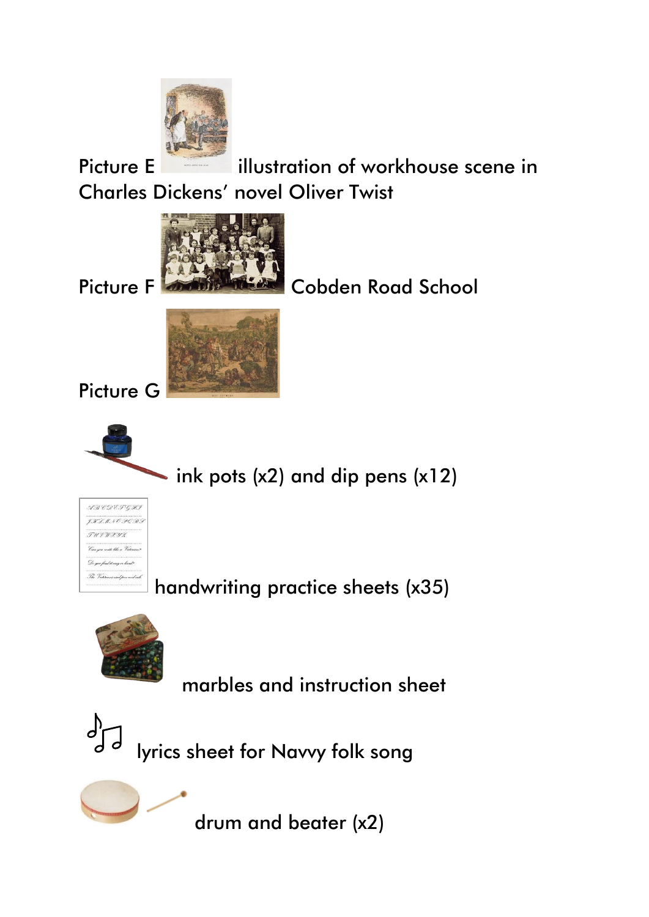Picture E illustration of workhouse scene in Charles Dickens' novel Oliver Twist

Picture F Cobden Road School

Picture G

ink pots (x2) and dip pens (x12)

handwriting practice sheets (x35)

marbles and instruction sheet

lyrics sheet for Navvy folk song

drum and beater (x2)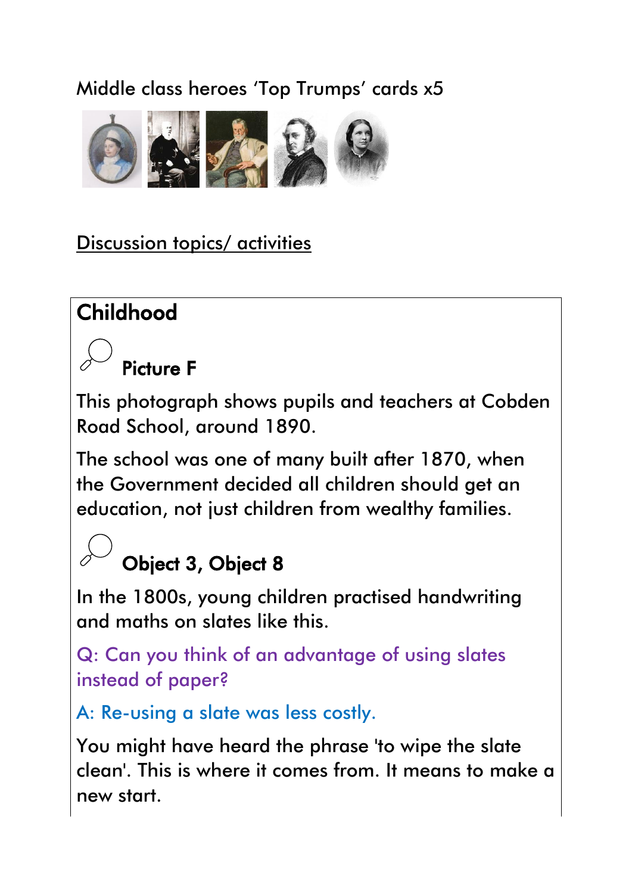Middle class heroes 'Top Trumps' cards x5

<u>Discussion topics/ activities</u>

## Childhood

### Picture F

This photograph shows pupils and teachers at Cobden Road School, around 1890.

The school was one of many built after 1870, when the Government decided all children should get an education, not just children from wealthy families.

### Object 3, Object 8

In the 1800s, young children practised handwriting and maths on slates like this.

Q: Can you think of an advantage of using slates instead of paper?

A: Re-using a slate was less costly.

You might have heard the phrase 'to wipe the slate clean'. This is where it comes from. It means to make a new start.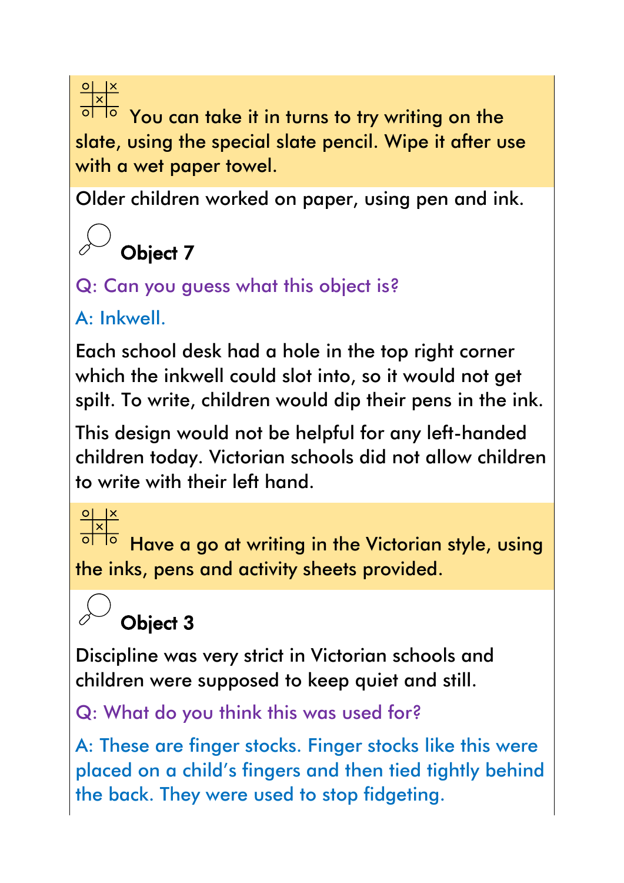You can take it in turns to try writing on the slate, using the special slate pencil. Wipe it after use with a wet paper towel.

Older children worked on paper, using pen and ink.

### Object 7

Q: Can you guess what this object is?

A: Inkwell.

Each school desk had a hole in the top right corner which the inkwell could slot into, so it would not get spilt. To write, children would dip their pens in the ink.

This design would not be helpful for any left-handed children today. Victorian schools did not allow children to write with their left hand.

Have a go at writing in the Victorian style, using the inks, pens and activity sheets provided.

### Object 3

Discipline was very strict in Victorian schools and children were supposed to keep quiet and still.

Q: What do you think this was used for?

A: These are finger stocks. Finger stocks like this were placed on a child's fingers and then tied tightly behind the back. They were used to stop fidgeting.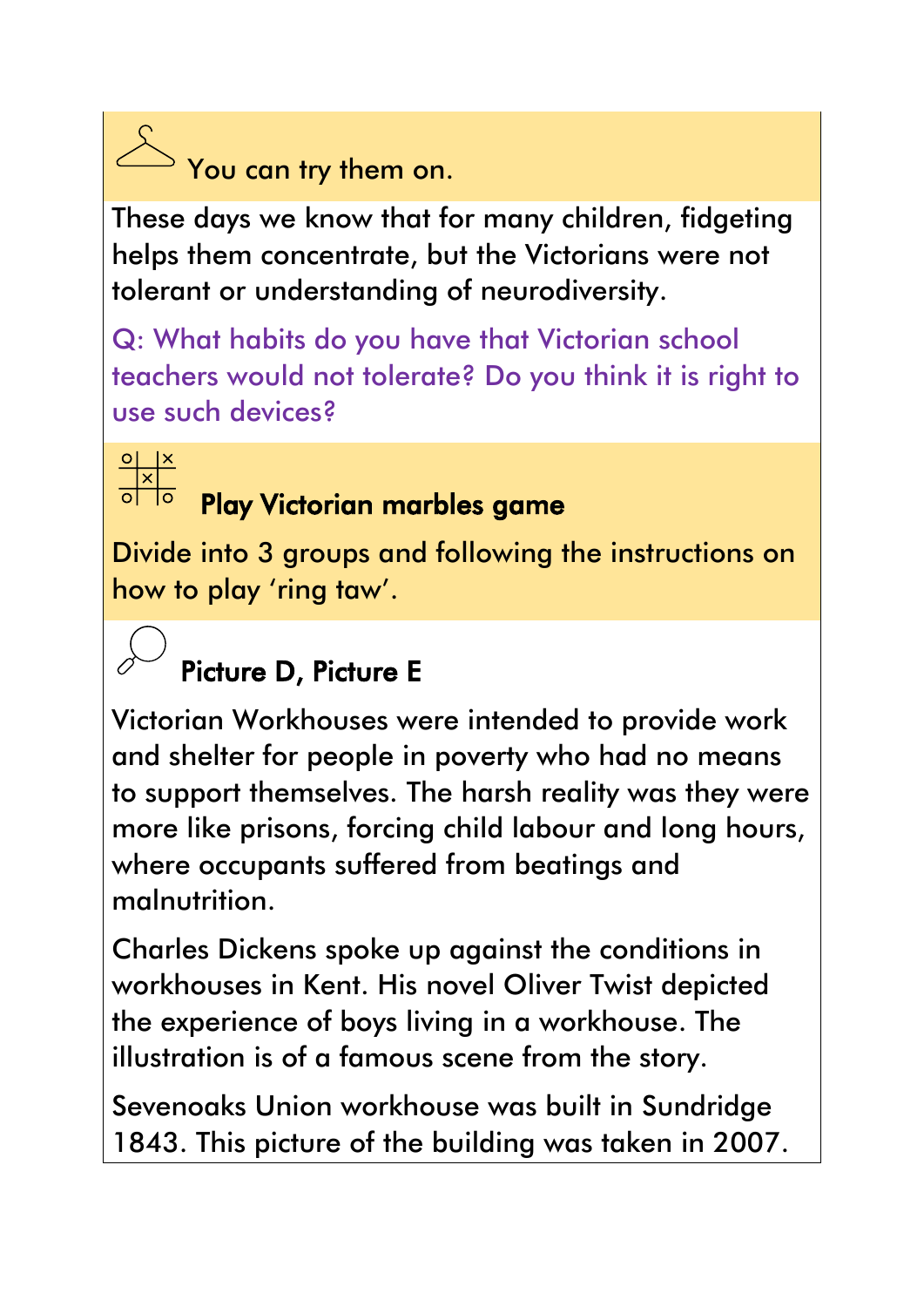You can try them on.

These days we know that for many children, fidgeting helps them concentrate, but the Victorians were not tolerant or understanding of neurodiversity.

Q: What habits do you have that Victorian school teachers would not tolerate? Do you think it is right to use such devices?

### Play Victorian marbles game

Divide into 3 groups and following the instructions on how to play ‘ring taw’.

### Picture D, Picture E

Victorian Workhouses were intended to provide work and shelter for people in poverty who had no means to support themselves. The harsh reality was they were more like prisons, forcing child labour and long hours, where occupants suffered from beatings and malnutrition.

Charles Dickens spoke up against the conditions in workhouses in Kent. His novel Oliver Twist depicted the experience of boys living in a workhouse. The illustration is of a famous scene from the story.

Sevenoaks Union workhouse was built in Sundridge 1843. This picture of the building was taken in 2007.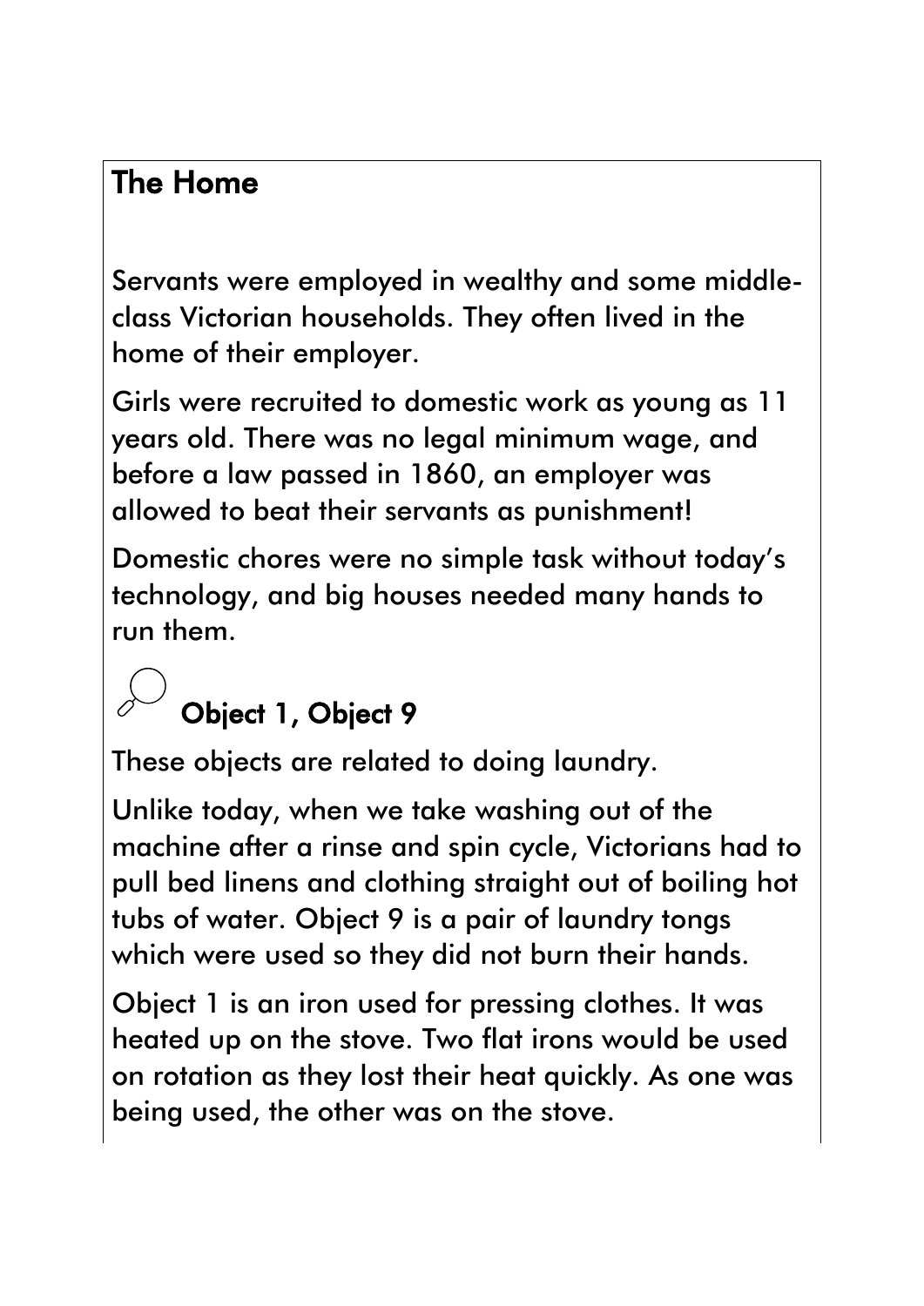## The Home

Servants were employed in wealthy and some middle-class Victorian households. They often lived in the home of their employer.

Girls were recruited to domestic work as young as 11 years old. There was no legal minimum wage, and before a law passed in 1860, an employer was allowed to beat their servants as punishment!

Domestic chores were no simple task without today's technology, and big houses needed many hands to run them.

### Object 1, Object 9

These objects are related to doing laundry.

Unlike today, when we take washing out of the machine after a rinse and spin cycle, Victorians had to pull bed linens and clothing straight out of boiling hot tubs of water. Object 9 is a pair of laundry tongs which were used so they did not burn their hands.

Object 1 is an iron used for pressing clothes. It was heated up on the stove. Two flat irons would be used on rotation as they lost their heat quickly. As one was being used, the other was on the stove.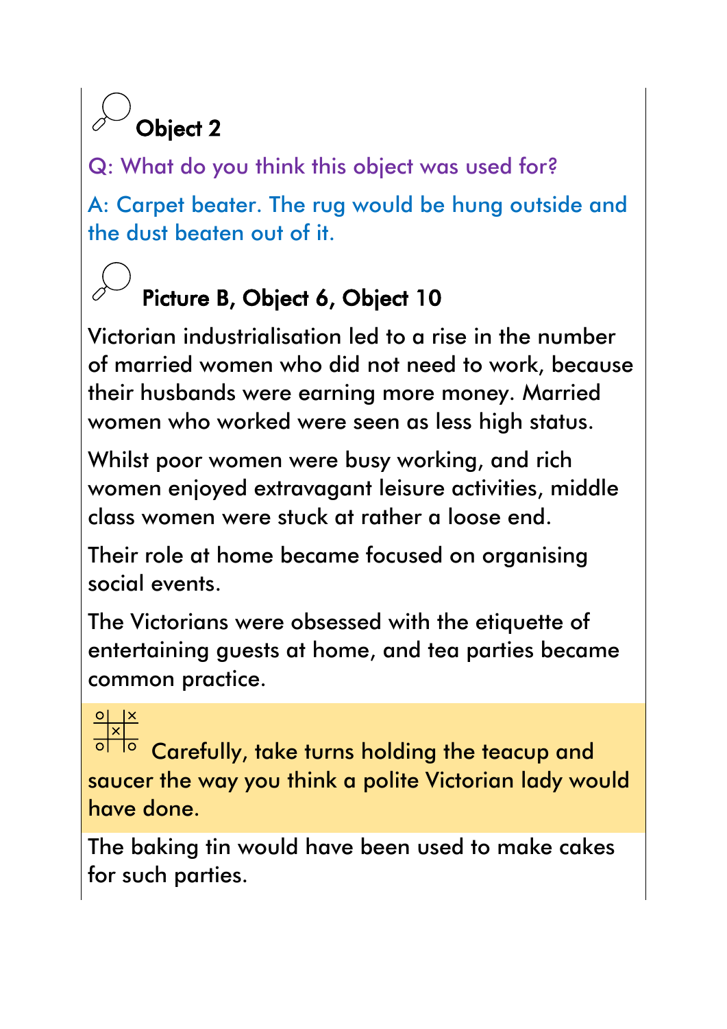## Object 2

Q: What do you think this object was used for?

A: Carpet beater. The rug would be hung outside and the dust beaten out of it.

## Picture B, Object 6, Object 10

Victorian industrialisation led to a rise in the number of married women who did not need to work, because their husbands were earning more money. Married women who worked were seen as less high status.

Whilst poor women were busy working, and rich women enjoyed extravagant leisure activities, middle class women were stuck at rather a loose end.

Their role at home became focused on organising social events.

The Victorians were obsessed with the etiquette of entertaining guests at home, and tea parties became common practice.

Carefully, take turns holding the teacup and saucer the way you think a polite Victorian lady would have done.

The baking tin would have been used to make cakes for such parties.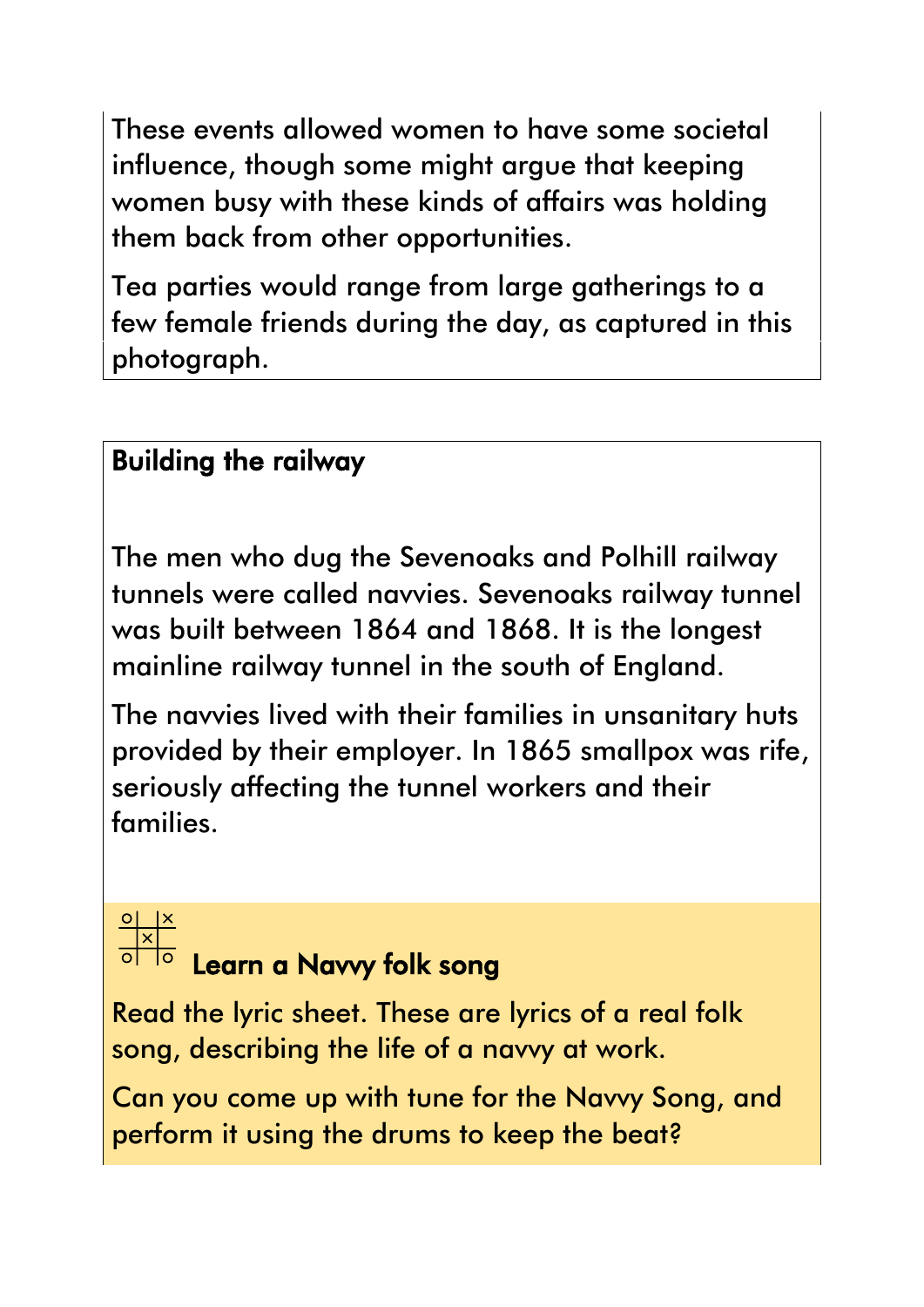These events allowed women to have some societal influence, though some might argue that keeping women busy with these kinds of affairs was holding them back from other opportunities.

Tea parties would range from large gatherings to a few female friends during the day, as captured in this photograph.

**Building the railway**

The men who dug the Sevenoaks and Polhill railway tunnels were called navvies. Sevenoaks railway tunnel was built between 1864 and 1868. It is the longest mainline railway tunnel in the south of England.

The navvies lived with their families in unsanitary huts provided by their employer. In 1865 smallpox was rife, seriously affecting the tunnel workers and their families.

**Learn a Navvy folk song**

Read the lyric sheet. These are lyrics of a real folk song, describing the life of a navvy at work.

Can you come up with tune for the Navvy Song, and perform it using the drums to keep the beat?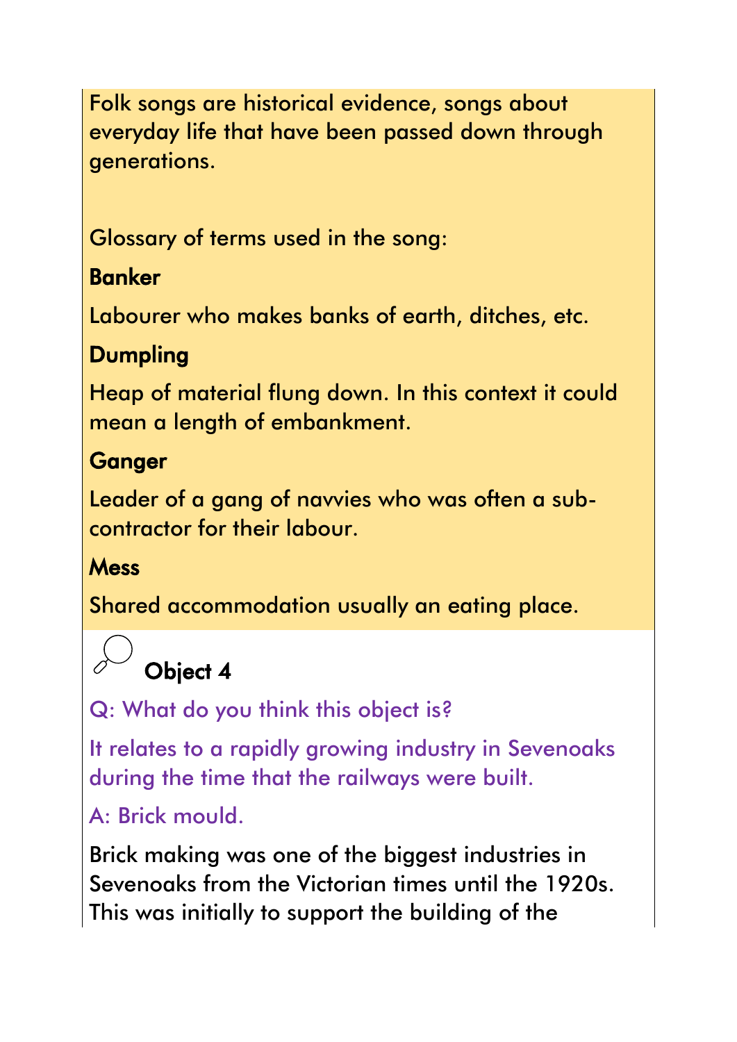Folk songs are historical evidence, songs about everyday life that have been passed down through generations.

Glossary of terms used in the song:

**Banker**

Labourer who makes banks of earth, ditches, etc.

**Dumpling**

Heap of material flung down. In this context it could mean a length of embankment.

**Ganger**

Leader of a gang of navvies who was often a sub-contractor for their labour.

**Mess**

Shared accommodation usually an eating place.

## Object 4

Q: What do you think this object is?

It relates to a rapidly growing industry in Sevenoaks during the time that the railways were built.

A: Brick mould.

Brick making was one of the biggest industries in Sevenoaks from the Victorian times until the 1920s. This was initially to support the building of the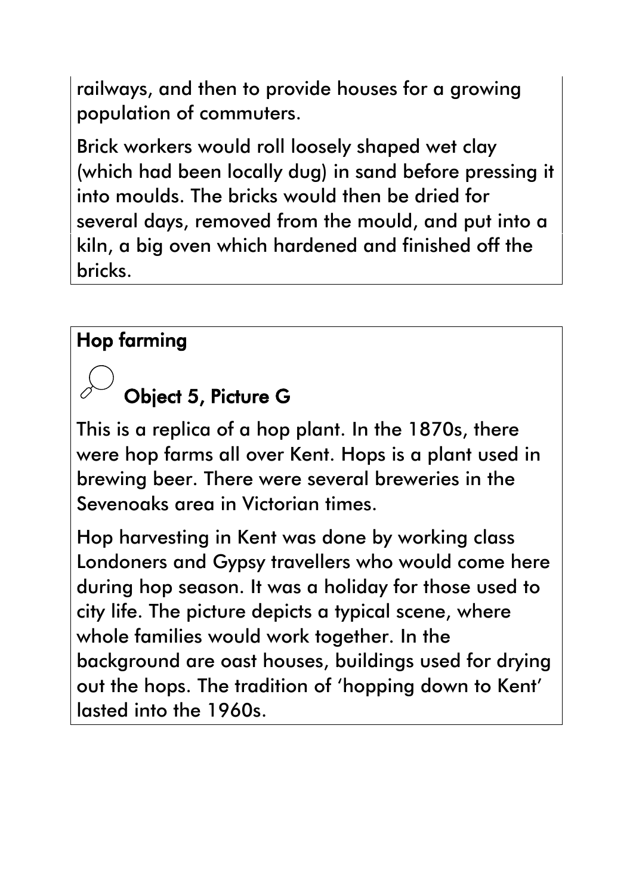railways, and then to provide houses for a growing population of commuters.

Brick workers would roll loosely shaped wet clay (which had been locally dug) in sand before pressing it into moulds. The bricks would then be dried for several days, removed from the mould, and put into a kiln, a big oven which hardened and finished off the bricks.

## Hop farming

### Object 5, Picture G

This is a replica of a hop plant. In the 1870s, there were hop farms all over Kent. Hops is a plant used in brewing beer. There were several breweries in the Sevenoaks area in Victorian times.

Hop harvesting in Kent was done by working class Londoners and Gypsy travellers who would come here during hop season. It was a holiday for those used to city life. The picture depicts a typical scene, where whole families would work together. In the background are oast houses, buildings used for drying out the hops. The tradition of 'hopping down to Kent' lasted into the 1960s.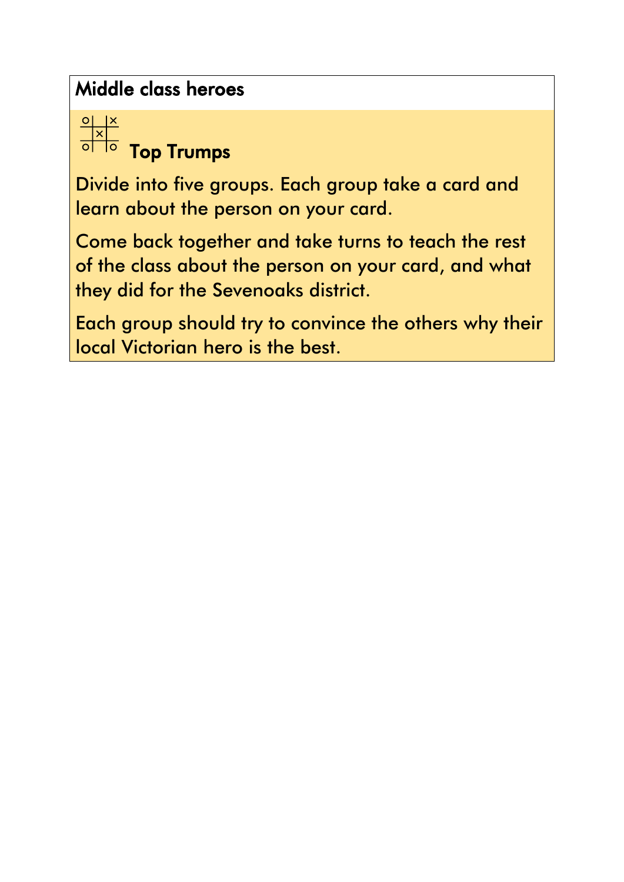## Middle class heroes

### Top Trumps

Divide into five groups. Each group take a card and learn about the person on your card.

Come back together and take turns to teach the rest of the class about the person on your card, and what they did for the Sevenoaks district.

Each group should try to convince the others why their local Victorian hero is the best.